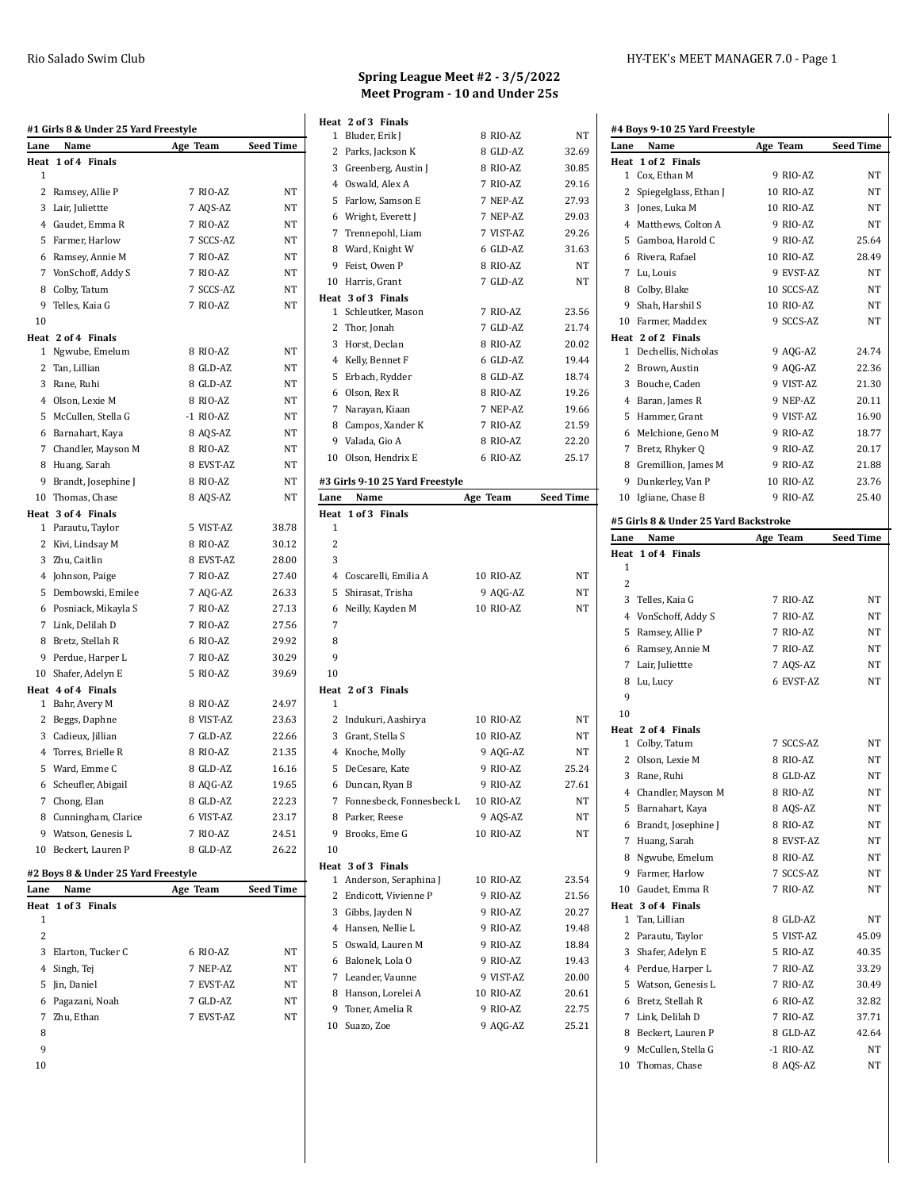## Spring League Meet #2 - 3/5/2022
## Meet Program - 10 and Under 25s

### #1 Girls 8 & Under 25 Yard Freestyle

| Lane | Name | Age | Team | Seed Time |
|---|---|---|---|---|
| **Heat 1 of 4 Finals** | | | | |
| 1 | | | | |
| 2 | Ramsey, Allie P | 7 | RIO-AZ | NT |
| 3 | Lair, Juliettte | 7 | AQS-AZ | NT |
| 4 | Gaudet, Emma R | 7 | RIO-AZ | NT |
| 5 | Farmer, Harlow | 7 | SCCS-AZ | NT |
| 6 | Ramsey, Annie M | 7 | RIO-AZ | NT |
| 7 | VonSchoff, Addy S | 7 | RIO-AZ | NT |
| 8 | Colby, Tatum | 7 | SCCS-AZ | NT |
| 9 | Telles, Kaia G | 7 | RIO-AZ | NT |
| 10 | | | | |
| **Heat 2 of 4 Finals** | | | | |
| 1 | Ngwube, Emelum | 8 | RIO-AZ | NT |
| 2 | Tan, Lillian | 8 | GLD-AZ | NT |
| 3 | Rane, Ruhi | 8 | GLD-AZ | NT |
| 4 | Olson, Lexie M | 8 | RIO-AZ | NT |
| 5 | McCullen, Stella G | -1 | RIO-AZ | NT |
| 6 | Barnahart, Kaya | 8 | AQS-AZ | NT |
| 7 | Chandler, Mayson M | 8 | RIO-AZ | NT |
| 8 | Huang, Sarah | 8 | EVST-AZ | NT |
| 9 | Brandt, Josephine J | 8 | RIO-AZ | NT |
| 10 | Thomas, Chase | 8 | AQS-AZ | NT |
| **Heat 3 of 4 Finals** | | | | |
| 1 | Parautu, Taylor | 5 | VIST-AZ | 38.78 |
| 2 | Kivi, Lindsay M | 8 | RIO-AZ | 30.12 |
| 3 | Zhu, Caitlin | 8 | EVST-AZ | 28.00 |
| 4 | Johnson, Paige | 7 | RIO-AZ | 27.40 |
| 5 | Dembowski, Emilee | 7 | AQG-AZ | 26.33 |
| 6 | Posniack, Mikayla S | 7 | RIO-AZ | 27.13 |
| 7 | Link, Delilah D | 7 | RIO-AZ | 27.56 |
| 8 | Bretz, Stellah R | 6 | RIO-AZ | 29.92 |
| 9 | Perdue, Harper L | 7 | RIO-AZ | 30.29 |
| 10 | Shafer, Adelyn E | 5 | RIO-AZ | 39.69 |
| **Heat 4 of 4 Finals** | | | | |
| 1 | Bahr, Avery M | 8 | RIO-AZ | 24.97 |
| 2 | Beggs, Daphne | 8 | VIST-AZ | 23.63 |
| 3 | Cadieux, Jillian | 7 | GLD-AZ | 22.66 |
| 4 | Torres, Brielle R | 8 | RIO-AZ | 21.35 |
| 5 | Ward, Emme C | 8 | GLD-AZ | 16.16 |
| 6 | Scheufler, Abigail | 8 | AQG-AZ | 19.65 |
| 7 | Chong, Elan | 8 | GLD-AZ | 22.23 |
| 8 | Cunningham, Clarice | 6 | VIST-AZ | 23.17 |
| 9 | Watson, Genesis L | 7 | RIO-AZ | 24.51 |
| 10 | Beckert, Lauren P | 8 | GLD-AZ | 26.22 |

### #2 Boys 8 & Under 25 Yard Freestyle

| Lane | Name | Age | Team | Seed Time |
|---|---|---|---|---|
| **Heat 1 of 3 Finals** | | | | |
| 1 | | | | |
| 2 | | | | |
| 3 | Elarton, Tucker C | 6 | RIO-AZ | NT |
| 4 | Singh, Tej | 7 | NEP-AZ | NT |
| 5 | Jin, Daniel | 7 | EVST-AZ | NT |
| 6 | Pagazani, Noah | 7 | GLD-AZ | NT |
| 7 | Zhu, Ethan | 7 | EVST-AZ | NT |
| 8 | | | | |
| 9 | | | | |
| 10 | | | | |
| **Heat 2 of 3 Finals** | | | | |
| 1 | Bluder, Erik J | 8 | RIO-AZ | NT |
| 2 | Parks, Jackson K | 8 | GLD-AZ | 32.69 |
| 3 | Greenberg, Austin J | 8 | RIO-AZ | 30.85 |
| 4 | Oswald, Alex A | 7 | RIO-AZ | 29.16 |
| 5 | Farlow, Samson E | 7 | NEP-AZ | 27.93 |
| 6 | Wright, Everett J | 7 | NEP-AZ | 29.03 |
| 7 | Trennepohl, Liam | 7 | VIST-AZ | 29.26 |
| 8 | Ward, Knight W | 6 | GLD-AZ | 31.63 |
| 9 | Feist, Owen P | 8 | RIO-AZ | NT |
| 10 | Harris, Grant | 7 | GLD-AZ | NT |
| **Heat 3 of 3 Finals** | | | | |
| 1 | Schleutker, Mason | 7 | RIO-AZ | 23.56 |
| 2 | Thor, Jonah | 7 | GLD-AZ | 21.74 |
| 3 | Horst, Declan | 8 | RIO-AZ | 20.02 |
| 4 | Kelly, Bennet F | 6 | GLD-AZ | 19.44 |
| 5 | Erbach, Rydder | 8 | GLD-AZ | 18.74 |
| 6 | Olson, Rex R | 8 | RIO-AZ | 19.26 |
| 7 | Narayan, Kiaan | 7 | NEP-AZ | 19.66 |
| 8 | Campos, Xander K | 7 | RIO-AZ | 21.59 |
| 9 | Valada, Gio A | 8 | RIO-AZ | 22.20 |
| 10 | Olson, Hendrix E | 6 | RIO-AZ | 25.17 |

### #3 Girls 9-10 25 Yard Freestyle

| Lane | Name | Age | Team | Seed Time |
|---|---|---|---|---|
| **Heat 1 of 3 Finals** | | | | |
| 1 | | | | |
| 2 | | | | |
| 3 | | | | |
| 4 | Coscarelli, Emilia A | 10 | RIO-AZ | NT |
| 5 | Shirasat, Trisha | 9 | AQG-AZ | NT |
| 6 | Neilly, Kayden M | 10 | RIO-AZ | NT |
| 7 | | | | |
| 8 | | | | |
| 9 | | | | |
| 10 | | | | |
| **Heat 2 of 3 Finals** | | | | |
| 1 | | | | |
| 2 | Indukuri, Aashirya | 10 | RIO-AZ | NT |
| 3 | Grant, Stella S | 10 | RIO-AZ | NT |
| 4 | Knoche, Molly | 9 | AQG-AZ | NT |
| 5 | DeCesare, Kate | 9 | RIO-AZ | 25.24 |
| 6 | Duncan, Ryan B | 9 | RIO-AZ | 27.61 |
| 7 | Fonnesbeck, Fonnesbeck L | 10 | RIO-AZ | NT |
| 8 | Parker, Reese | 9 | AQS-AZ | NT |
| 9 | Brooks, Eme G | 10 | RIO-AZ | NT |
| 10 | | | | |
| **Heat 3 of 3 Finals** | | | | |
| 1 | Anderson, Seraphina J | 10 | RIO-AZ | 23.54 |
| 2 | Endicott, Vivienne P | 9 | RIO-AZ | 21.56 |
| 3 | Gibbs, Jayden N | 9 | RIO-AZ | 20.27 |
| 4 | Hansen, Nellie L | 9 | RIO-AZ | 19.48 |
| 5 | Oswald, Lauren M | 9 | RIO-AZ | 18.84 |
| 6 | Balonek, Lola O | 9 | RIO-AZ | 19.43 |
| 7 | Leander, Vaunne | 9 | VIST-AZ | 20.00 |
| 8 | Hanson, Lorelei A | 10 | RIO-AZ | 20.61 |
| 9 | Toner, Amelia R | 9 | RIO-AZ | 22.75 |
| 10 | Suazo, Zoe | 9 | AQG-AZ | 25.21 |

### #4 Boys 9-10 25 Yard Freestyle

| Lane | Name | Age | Team | Seed Time |
|---|---|---|---|---|
| **Heat 1 of 2 Finals** | | | | |
| 1 | Cox, Ethan M | 9 | RIO-AZ | NT |
| 2 | Spiegelglass, Ethan J | 10 | RIO-AZ | NT |
| 3 | Jones, Luka M | 10 | RIO-AZ | NT |
| 4 | Matthews, Colton A | 9 | RIO-AZ | NT |
| 5 | Gamboa, Harold C | 9 | RIO-AZ | 25.64 |
| 6 | Rivera, Rafael | 10 | RIO-AZ | 28.49 |
| 7 | Lu, Louis | 9 | EVST-AZ | NT |
| 8 | Colby, Blake | 10 | SCCS-AZ | NT |
| 9 | Shah, Harshil S | 10 | RIO-AZ | NT |
| 10 | Farmer, Maddex | 9 | SCCS-AZ | NT |
| **Heat 2 of 2 Finals** | | | | |
| 1 | Dechellis, Nicholas | 9 | AQG-AZ | 24.74 |
| 2 | Brown, Austin | 9 | AQG-AZ | 22.36 |
| 3 | Bouche, Caden | 9 | VIST-AZ | 21.30 |
| 4 | Baran, James R | 9 | NEP-AZ | 20.11 |
| 5 | Hammer, Grant | 9 | VIST-AZ | 16.90 |
| 6 | Melchione, Geno M | 9 | RIO-AZ | 18.77 |
| 7 | Bretz, Rhyker Q | 9 | RIO-AZ | 20.17 |
| 8 | Gremillion, James M | 9 | RIO-AZ | 21.88 |
| 9 | Dunkerley, Van P | 10 | RIO-AZ | 23.76 |
| 10 | Igliane, Chase B | 9 | RIO-AZ | 25.40 |

### #5 Girls 8 & Under 25 Yard Backstroke

| Lane | Name | Age | Team | Seed Time |
|---|---|---|---|---|
| **Heat 1 of 4 Finals** | | | | |
| 1 | | | | |
| 2 | | | | |
| 3 | Telles, Kaia G | 7 | RIO-AZ | NT |
| 4 | VonSchoff, Addy S | 7 | RIO-AZ | NT |
| 5 | Ramsey, Allie P | 7 | RIO-AZ | NT |
| 6 | Ramsey, Annie M | 7 | RIO-AZ | NT |
| 7 | Lair, Juliettte | 7 | AQS-AZ | NT |
| 8 | Lu, Lucy | 6 | EVST-AZ | NT |
| 9 | | | | |
| 10 | | | | |
| **Heat 2 of 4 Finals** | | | | |
| 1 | Colby, Tatum | 7 | SCCS-AZ | NT |
| 2 | Olson, Lexie M | 8 | RIO-AZ | NT |
| 3 | Rane, Ruhi | 8 | GLD-AZ | NT |
| 4 | Chandler, Mayson M | 8 | RIO-AZ | NT |
| 5 | Barnahart, Kaya | 8 | AQS-AZ | NT |
| 6 | Brandt, Josephine J | 8 | RIO-AZ | NT |
| 7 | Huang, Sarah | 8 | EVST-AZ | NT |
| 8 | Ngwube, Emelum | 8 | RIO-AZ | NT |
| 9 | Farmer, Harlow | 7 | SCCS-AZ | NT |
| 10 | Gaudet, Emma R | 7 | RIO-AZ | NT |
| **Heat 3 of 4 Finals** | | | | |
| 1 | Tan, Lillian | 8 | GLD-AZ | NT |
| 2 | Parautu, Taylor | 5 | VIST-AZ | 45.09 |
| 3 | Shafer, Adelyn E | 5 | RIO-AZ | 40.35 |
| 4 | Perdue, Harper L | 7 | RIO-AZ | 33.29 |
| 5 | Watson, Genesis L | 7 | RIO-AZ | 30.49 |
| 6 | Bretz, Stellah R | 6 | RIO-AZ | 32.82 |
| 7 | Link, Delilah D | 7 | RIO-AZ | 37.71 |
| 8 | Beckert, Lauren P | 8 | GLD-AZ | 42.64 |
| 9 | McCullen, Stella G | -1 | RIO-AZ | NT |
| 10 | Thomas, Chase | 8 | AQS-AZ | NT |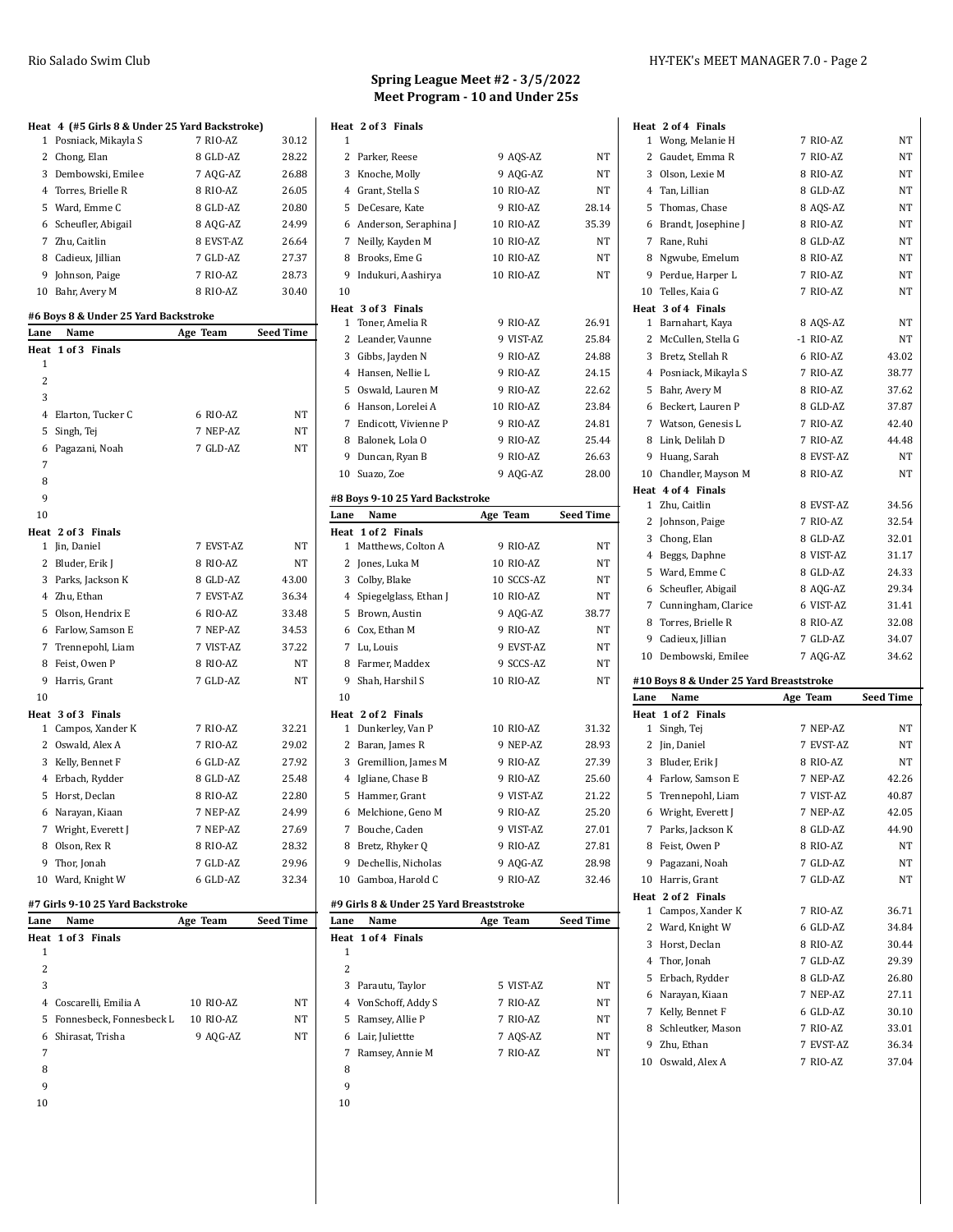# Spring League Meet #2 - 3/5/2022
## Meet Program - 10 and Under 25s

**Heat 4 (#5 Girls 8 & Under 25 Yard Backstroke)**

| Lane | Name | Age | Team | Seed Time |
|---|---|---|---|---|
| 1 | Posniack, Mikayla S | 7 | RIO-AZ | 30.12 |
| 2 | Chong, Elan | 8 | GLD-AZ | 28.22 |
| 3 | Dembowski, Emilee | 7 | AQG-AZ | 26.88 |
| 4 | Torres, Brielle R | 8 | RIO-AZ | 26.05 |
| 5 | Ward, Emme C | 8 | GLD-AZ | 20.80 |
| 6 | Scheufler, Abigail | 8 | AQG-AZ | 24.99 |
| 7 | Zhu, Caitlin | 8 | EVST-AZ | 26.64 |
| 8 | Cadieux, Jillian | 7 | GLD-AZ | 27.37 |
| 9 | Johnson, Paige | 7 | RIO-AZ | 28.73 |
| 10 | Bahr, Avery M | 8 | RIO-AZ | 30.40 |

### #6 Boys 8 & Under 25 Yard Backstroke

| Lane | Name | Age | Team | Seed Time |
|---|---|---|---|---|
| **Heat 1 of 3 Finals** | | | | |
| 1 | | | | |
| 2 | | | | |
| 3 | | | | |
| 4 | Elarton, Tucker C | 6 | RIO-AZ | NT |
| 5 | Singh, Tej | 7 | NEP-AZ | NT |
| 6 | Pagazani, Noah | 7 | GLD-AZ | NT |
| 7 | | | | |
| 8 | | | | |
| 9 | | | | |
| 10 | | | | |
| **Heat 2 of 3 Finals** | | | | |
| 1 | Jin, Daniel | 7 | EVST-AZ | NT |
| 2 | Bluder, Erik J | 8 | RIO-AZ | NT |
| 3 | Parks, Jackson K | 8 | GLD-AZ | 43.00 |
| 4 | Zhu, Ethan | 7 | EVST-AZ | 36.34 |
| 5 | Olson, Hendrix E | 6 | RIO-AZ | 33.48 |
| 6 | Farlow, Samson E | 7 | NEP-AZ | 34.53 |
| 7 | Trennepohl, Liam | 7 | VIST-AZ | 37.22 |
| 8 | Feist, Owen P | 8 | RIO-AZ | NT |
| 9 | Harris, Grant | 7 | GLD-AZ | NT |
| 10 | | | | |
| **Heat 3 of 3 Finals** | | | | |
| 1 | Campos, Xander K | 7 | RIO-AZ | 32.21 |
| 2 | Oswald, Alex A | 7 | RIO-AZ | 29.02 |
| 3 | Kelly, Bennet F | 6 | GLD-AZ | 27.92 |
| 4 | Erbach, Rydder | 8 | GLD-AZ | 25.48 |
| 5 | Horst, Declan | 8 | RIO-AZ | 22.80 |
| 6 | Narayan, Kiaan | 7 | NEP-AZ | 24.99 |
| 7 | Wright, Everett J | 7 | NEP-AZ | 27.69 |
| 8 | Olson, Rex R | 8 | RIO-AZ | 28.32 |
| 9 | Thor, Jonah | 7 | GLD-AZ | 29.96 |
| 10 | Ward, Knight W | 6 | GLD-AZ | 32.34 |

### #7 Girls 9-10 25 Yard Backstroke

| Lane | Name | Age | Team | Seed Time |
|---|---|---|---|---|
| **Heat 1 of 3 Finals** | | | | |
| 1 | | | | |
| 2 | | | | |
| 3 | | | | |
| 4 | Coscarelli, Emilia A | 10 | RIO-AZ | NT |
| 5 | Fonnesbeck, Fonnesbeck L | 10 | RIO-AZ | NT |
| 6 | Shirasat, Trisha | 9 | AQG-AZ | NT |
| 7 | | | | |
| 8 | | | | |
| 9 | | | | |
| 10 | | | | |
| **Heat 2 of 3 Finals** | | | | |
| 1 | | | | |
| 2 | Parker, Reese | 9 | AQS-AZ | NT |
| 3 | Knoche, Molly | 9 | AQG-AZ | NT |
| 4 | Grant, Stella S | 10 | RIO-AZ | NT |
| 5 | DeCesare, Kate | 9 | RIO-AZ | 28.14 |
| 6 | Anderson, Seraphina J | 10 | RIO-AZ | 35.39 |
| 7 | Neilly, Kayden M | 10 | RIO-AZ | NT |
| 8 | Brooks, Eme G | 10 | RIO-AZ | NT |
| 9 | Indukuri, Aashirya | 10 | RIO-AZ | NT |
| 10 | | | | |
| **Heat 3 of 3 Finals** | | | | |
| 1 | Toner, Amelia R | 9 | RIO-AZ | 26.91 |
| 2 | Leander, Vaunne | 9 | VIST-AZ | 25.84 |
| 3 | Gibbs, Jayden N | 9 | RIO-AZ | 24.88 |
| 4 | Hansen, Nellie L | 9 | RIO-AZ | 24.15 |
| 5 | Oswald, Lauren M | 9 | RIO-AZ | 22.62 |
| 6 | Hanson, Lorelei A | 10 | RIO-AZ | 23.84 |
| 7 | Endicott, Vivienne P | 9 | RIO-AZ | 24.81 |
| 8 | Balonek, Lola O | 9 | RIO-AZ | 25.44 |
| 9 | Duncan, Ryan B | 9 | RIO-AZ | 26.63 |
| 10 | Suazo, Zoe | 9 | AQG-AZ | 28.00 |

### #8 Boys 9-10 25 Yard Backstroke

| Lane | Name | Age | Team | Seed Time |
|---|---|---|---|---|
| **Heat 1 of 2 Finals** | | | | |
| 1 | Matthews, Colton A | 9 | RIO-AZ | NT |
| 2 | Jones, Luka M | 10 | RIO-AZ | NT |
| 3 | Colby, Blake | 10 | SCCS-AZ | NT |
| 4 | Spiegelglass, Ethan J | 10 | RIO-AZ | NT |
| 5 | Brown, Austin | 9 | AQG-AZ | 38.77 |
| 6 | Cox, Ethan M | 9 | RIO-AZ | NT |
| 7 | Lu, Louis | 9 | EVST-AZ | NT |
| 8 | Farmer, Maddex | 9 | SCCS-AZ | NT |
| 9 | Shah, Harshil S | 10 | RIO-AZ | NT |
| 10 | | | | |
| **Heat 2 of 2 Finals** | | | | |
| 1 | Dunkerley, Van P | 10 | RIO-AZ | 31.32 |
| 2 | Baran, James R | 9 | NEP-AZ | 28.93 |
| 3 | Gremillion, James M | 9 | RIO-AZ | 27.39 |
| 4 | Igliane, Chase B | 9 | RIO-AZ | 25.60 |
| 5 | Hammer, Grant | 9 | VIST-AZ | 21.22 |
| 6 | Melchione, Geno M | 9 | RIO-AZ | 25.20 |
| 7 | Bouche, Caden | 9 | VIST-AZ | 27.01 |
| 8 | Bretz, Rhyker Q | 9 | RIO-AZ | 27.81 |
| 9 | Dechellis, Nicholas | 9 | AQG-AZ | 28.98 |
| 10 | Gamboa, Harold C | 9 | RIO-AZ | 32.46 |

### #9 Girls 8 & Under 25 Yard Breaststroke

| Lane | Name | Age | Team | Seed Time |
|---|---|---|---|---|
| **Heat 1 of 4 Finals** | | | | |
| 1 | | | | |
| 2 | | | | |
| 3 | Parautu, Taylor | 5 | VIST-AZ | NT |
| 4 | VonSchoff, Addy S | 7 | RIO-AZ | NT |
| 5 | Ramsey, Allie P | 7 | RIO-AZ | NT |
| 6 | Lair, Juliettte | 7 | AQS-AZ | NT |
| 7 | Ramsey, Annie M | 7 | RIO-AZ | NT |
| 8 | | | | |
| 9 | | | | |
| 10 | | | | |
| **Heat 2 of 4 Finals** | | | | |
| 1 | Wong, Melanie H | 7 | RIO-AZ | NT |
| 2 | Gaudet, Emma R | 7 | RIO-AZ | NT |
| 3 | Olson, Lexie M | 8 | RIO-AZ | NT |
| 4 | Tan, Lillian | 8 | GLD-AZ | NT |
| 5 | Thomas, Chase | 8 | AQS-AZ | NT |
| 6 | Brandt, Josephine J | 8 | RIO-AZ | NT |
| 7 | Rane, Ruhi | 8 | GLD-AZ | NT |
| 8 | Ngwube, Emelum | 8 | RIO-AZ | NT |
| 9 | Perdue, Harper L | 7 | RIO-AZ | NT |
| 10 | Telles, Kaia G | 7 | RIO-AZ | NT |
| **Heat 3 of 4 Finals** | | | | |
| 1 | Barnahart, Kaya | 8 | AQS-AZ | NT |
| 2 | McCullen, Stella G | -1 | RIO-AZ | NT |
| 3 | Bretz, Stellah R | 6 | RIO-AZ | 43.02 |
| 4 | Posniack, Mikayla S | 7 | RIO-AZ | 38.77 |
| 5 | Bahr, Avery M | 8 | RIO-AZ | 37.62 |
| 6 | Beckert, Lauren P | 8 | GLD-AZ | 37.87 |
| 7 | Watson, Genesis L | 7 | RIO-AZ | 42.40 |
| 8 | Link, Delilah D | 7 | RIO-AZ | 44.48 |
| 9 | Huang, Sarah | 8 | EVST-AZ | NT |
| 10 | Chandler, Mayson M | 8 | RIO-AZ | NT |
| **Heat 4 of 4 Finals** | | | | |
| 1 | Zhu, Caitlin | 8 | EVST-AZ | 34.56 |
| 2 | Johnson, Paige | 7 | RIO-AZ | 32.54 |
| 3 | Chong, Elan | 8 | GLD-AZ | 32.01 |
| 4 | Beggs, Daphne | 8 | VIST-AZ | 31.17 |
| 5 | Ward, Emme C | 8 | GLD-AZ | 24.33 |
| 6 | Scheufler, Abigail | 8 | AQG-AZ | 29.34 |
| 7 | Cunningham, Clarice | 6 | VIST-AZ | 31.41 |
| 8 | Torres, Brielle R | 8 | RIO-AZ | 32.08 |
| 9 | Cadieux, Jillian | 7 | GLD-AZ | 34.07 |
| 10 | Dembowski, Emilee | 7 | AQG-AZ | 34.62 |

### #10 Boys 8 & Under 25 Yard Breaststroke

| Lane | Name | Age | Team | Seed Time |
|---|---|---|---|---|
| **Heat 1 of 2 Finals** | | | | |
| 1 | Singh, Tej | 7 | NEP-AZ | NT |
| 2 | Jin, Daniel | 7 | EVST-AZ | NT |
| 3 | Bluder, Erik J | 8 | RIO-AZ | NT |
| 4 | Farlow, Samson E | 7 | NEP-AZ | 42.26 |
| 5 | Trennepohl, Liam | 7 | VIST-AZ | 40.87 |
| 6 | Wright, Everett J | 7 | NEP-AZ | 42.05 |
| 7 | Parks, Jackson K | 8 | GLD-AZ | 44.90 |
| 8 | Feist, Owen P | 8 | RIO-AZ | NT |
| 9 | Pagazani, Noah | 7 | GLD-AZ | NT |
| 10 | Harris, Grant | 7 | GLD-AZ | NT |
| **Heat 2 of 2 Finals** | | | | |
| 1 | Campos, Xander K | 7 | RIO-AZ | 36.71 |
| 2 | Ward, Knight W | 6 | GLD-AZ | 34.84 |
| 3 | Horst, Declan | 8 | RIO-AZ | 30.44 |
| 4 | Thor, Jonah | 7 | GLD-AZ | 29.39 |
| 5 | Erbach, Rydder | 8 | GLD-AZ | 26.80 |
| 6 | Narayan, Kiaan | 7 | NEP-AZ | 27.11 |
| 7 | Kelly, Bennet F | 6 | GLD-AZ | 30.10 |
| 8 | Schleutker, Mason | 7 | RIO-AZ | 33.01 |
| 9 | Zhu, Ethan | 7 | EVST-AZ | 36.34 |
| 10 | Oswald, Alex A | 7 | RIO-AZ | 37.04 |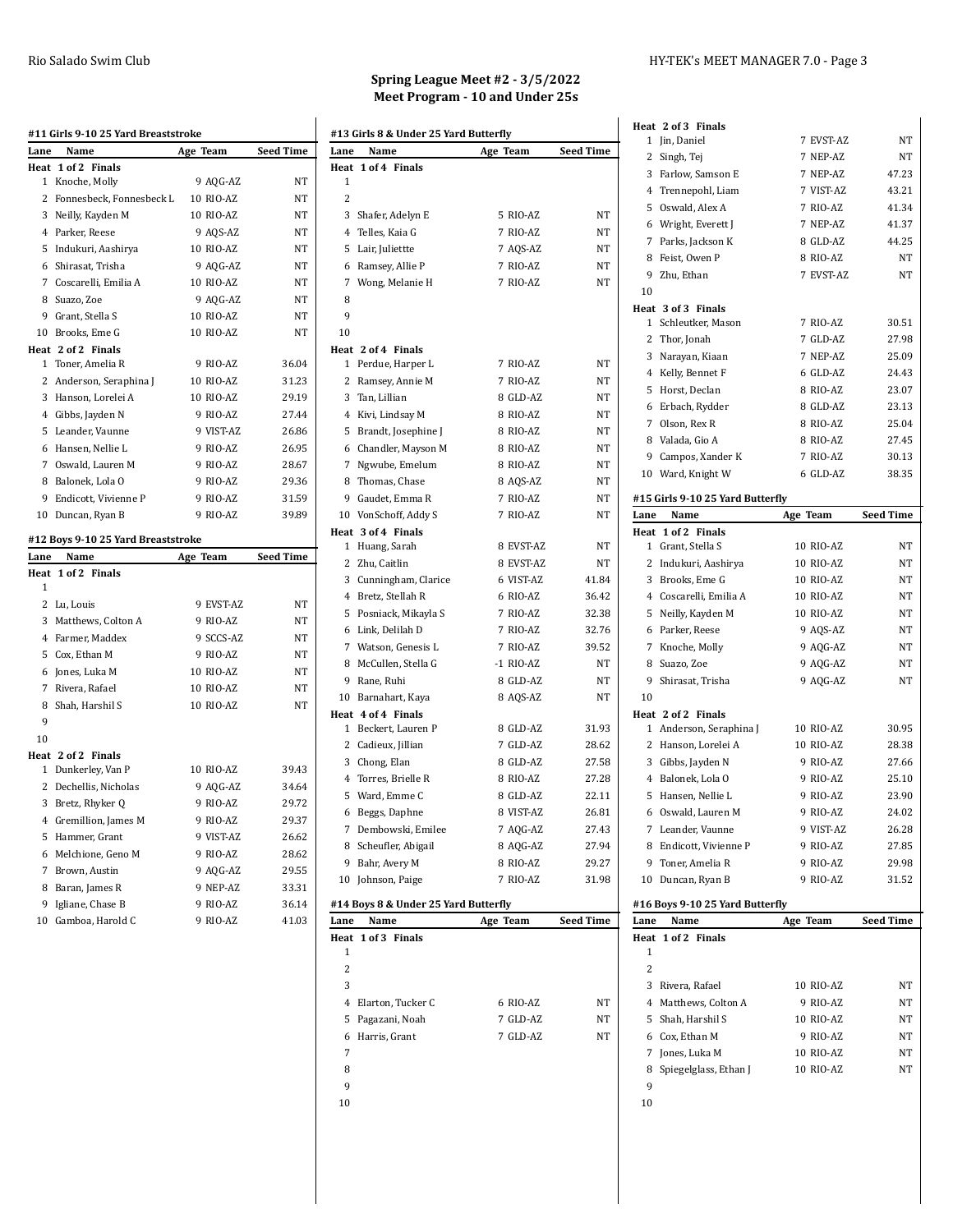## Spring League Meet #2 - 3/5/2022
## Meet Program - 10 and Under 25s

### #11 Girls 9-10 25 Yard Breaststroke

| Lane | Name | Age | Team | Seed Time |
|---|---|---|---|---|
| **Heat 1 of 2 Finals** | | | | |
| 1 | Knoche, Molly | 9 | AQG-AZ | NT |
| 2 | Fonnesbeck, Fonnesbeck L | 10 | RIO-AZ | NT |
| 3 | Neilly, Kayden M | 10 | RIO-AZ | NT |
| 4 | Parker, Reese | 9 | AQS-AZ | NT |
| 5 | Indukuri, Aashirya | 10 | RIO-AZ | NT |
| 6 | Shirasat, Trisha | 9 | AQG-AZ | NT |
| 7 | Coscarelli, Emilia A | 10 | RIO-AZ | NT |
| 8 | Suazo, Zoe | 9 | AQG-AZ | NT |
| 9 | Grant, Stella S | 10 | RIO-AZ | NT |
| 10 | Brooks, Eme G | 10 | RIO-AZ | NT |
| **Heat 2 of 2 Finals** | | | | |
| 1 | Toner, Amelia R | 9 | RIO-AZ | 36.04 |
| 2 | Anderson, Seraphina J | 10 | RIO-AZ | 31.23 |
| 3 | Hanson, Lorelei A | 10 | RIO-AZ | 29.19 |
| 4 | Gibbs, Jayden N | 9 | RIO-AZ | 27.44 |
| 5 | Leander, Vaunne | 9 | VIST-AZ | 26.86 |
| 6 | Hansen, Nellie L | 9 | RIO-AZ | 26.95 |
| 7 | Oswald, Lauren M | 9 | RIO-AZ | 28.67 |
| 8 | Balonek, Lola O | 9 | RIO-AZ | 29.36 |
| 9 | Endicott, Vivienne P | 9 | RIO-AZ | 31.59 |
| 10 | Duncan, Ryan B | 9 | RIO-AZ | 39.89 |

### #12 Boys 9-10 25 Yard Breaststroke

| Lane | Name | Age | Team | Seed Time |
|---|---|---|---|---|
| **Heat 1 of 2 Finals** | | | | |
| 1 | | | | |
| 2 | Lu, Louis | 9 | EVST-AZ | NT |
| 3 | Matthews, Colton A | 9 | RIO-AZ | NT |
| 4 | Farmer, Maddex | 9 | SCCS-AZ | NT |
| 5 | Cox, Ethan M | 9 | RIO-AZ | NT |
| 6 | Jones, Luka M | 10 | RIO-AZ | NT |
| 7 | Rivera, Rafael | 10 | RIO-AZ | NT |
| 8 | Shah, Harshil S | 10 | RIO-AZ | NT |
| 9 | | | | |
| 10 | | | | |
| **Heat 2 of 2 Finals** | | | | |
| 1 | Dunkerley, Van P | 10 | RIO-AZ | 39.43 |
| 2 | Dechellis, Nicholas | 9 | AQG-AZ | 34.64 |
| 3 | Bretz, Rhyker Q | 9 | RIO-AZ | 29.72 |
| 4 | Gremillion, James M | 9 | RIO-AZ | 29.37 |
| 5 | Hammer, Grant | 9 | VIST-AZ | 26.62 |
| 6 | Melchione, Geno M | 9 | RIO-AZ | 28.62 |
| 7 | Brown, Austin | 9 | AQG-AZ | 29.55 |
| 8 | Baran, James R | 9 | NEP-AZ | 33.31 |
| 9 | Igliane, Chase B | 9 | RIO-AZ | 36.14 |
| 10 | Gamboa, Harold C | 9 | RIO-AZ | 41.03 |

### #13 Girls 8 & Under 25 Yard Butterfly

| Lane | Name | Age | Team | Seed Time |
|---|---|---|---|---|
| **Heat 1 of 4 Finals** | | | | |
| 1 | | | | |
| 2 | | | | |
| 3 | Shafer, Adelyn E | 5 | RIO-AZ | NT |
| 4 | Telles, Kaia G | 7 | RIO-AZ | NT |
| 5 | Lair, Juliettte | 7 | AQS-AZ | NT |
| 6 | Ramsey, Allie P | 7 | RIO-AZ | NT |
| 7 | Wong, Melanie H | 7 | RIO-AZ | NT |
| 8 | | | | |
| 9 | | | | |
| 10 | | | | |
| **Heat 2 of 4 Finals** | | | | |
| 1 | Perdue, Harper L | 7 | RIO-AZ | NT |
| 2 | Ramsey, Annie M | 7 | RIO-AZ | NT |
| 3 | Tan, Lillian | 8 | GLD-AZ | NT |
| 4 | Kivi, Lindsay M | 8 | RIO-AZ | NT |
| 5 | Brandt, Josephine J | 8 | RIO-AZ | NT |
| 6 | Chandler, Mayson M | 8 | RIO-AZ | NT |
| 7 | Ngwube, Emelum | 8 | RIO-AZ | NT |
| 8 | Thomas, Chase | 8 | AQS-AZ | NT |
| 9 | Gaudet, Emma R | 7 | RIO-AZ | NT |
| 10 | VonSchoff, Addy S | 7 | RIO-AZ | NT |
| **Heat 3 of 4 Finals** | | | | |
| 1 | Huang, Sarah | 8 | EVST-AZ | NT |
| 2 | Zhu, Caitlin | 8 | EVST-AZ | NT |
| 3 | Cunningham, Clarice | 6 | VIST-AZ | 41.84 |
| 4 | Bretz, Stellah R | 6 | RIO-AZ | 36.42 |
| 5 | Posniack, Mikayla S | 7 | RIO-AZ | 32.38 |
| 6 | Link, Delilah D | 7 | RIO-AZ | 32.76 |
| 7 | Watson, Genesis L | 7 | RIO-AZ | 39.52 |
| 8 | McCullen, Stella G | -1 | RIO-AZ | NT |
| 9 | Rane, Ruhi | 8 | GLD-AZ | NT |
| 10 | Barnahart, Kaya | 8 | AQS-AZ | NT |
| **Heat 4 of 4 Finals** | | | | |
| 1 | Beckert, Lauren P | 8 | GLD-AZ | 31.93 |
| 2 | Cadieux, Jillian | 7 | GLD-AZ | 28.62 |
| 3 | Chong, Elan | 8 | GLD-AZ | 27.58 |
| 4 | Torres, Brielle R | 8 | RIO-AZ | 27.28 |
| 5 | Ward, Emme C | 8 | GLD-AZ | 22.11 |
| 6 | Beggs, Daphne | 8 | VIST-AZ | 26.81 |
| 7 | Dembowski, Emilee | 7 | AQG-AZ | 27.43 |
| 8 | Scheufler, Abigail | 8 | AQG-AZ | 27.94 |
| 9 | Bahr, Avery M | 8 | RIO-AZ | 29.27 |
| 10 | Johnson, Paige | 7 | RIO-AZ | 31.98 |

### #14 Boys 8 & Under 25 Yard Butterfly

| Lane | Name | Age | Team | Seed Time |
|---|---|---|---|---|
| **Heat 1 of 3 Finals** | | | | |
| 1 | | | | |
| 2 | | | | |
| 3 | | | | |
| 4 | Elarton, Tucker C | 6 | RIO-AZ | NT |
| 5 | Pagazani, Noah | 7 | GLD-AZ | NT |
| 6 | Harris, Grant | 7 | GLD-AZ | NT |
| 7 | | | | |
| 8 | | | | |
| 9 | | | | |
| 10 | | | | |
| **Heat 2 of 3 Finals** | | | | |
| 1 | Jin, Daniel | 7 | EVST-AZ | NT |
| 2 | Singh, Tej | 7 | NEP-AZ | NT |
| 3 | Farlow, Samson E | 7 | NEP-AZ | 47.23 |
| 4 | Trennepohl, Liam | 7 | VIST-AZ | 43.21 |
| 5 | Oswald, Alex A | 7 | RIO-AZ | 41.34 |
| 6 | Wright, Everett J | 7 | NEP-AZ | 41.37 |
| 7 | Parks, Jackson K | 8 | GLD-AZ | 44.25 |
| 8 | Feist, Owen P | 8 | RIO-AZ | NT |
| 9 | Zhu, Ethan | 7 | EVST-AZ | NT |
| 10 | | | | |
| **Heat 3 of 3 Finals** | | | | |
| 1 | Schleutker, Mason | 7 | RIO-AZ | 30.51 |
| 2 | Thor, Jonah | 7 | GLD-AZ | 27.98 |
| 3 | Narayan, Kiaan | 7 | NEP-AZ | 25.09 |
| 4 | Kelly, Bennet F | 6 | GLD-AZ | 24.43 |
| 5 | Horst, Declan | 8 | RIO-AZ | 23.07 |
| 6 | Erbach, Rydder | 8 | GLD-AZ | 23.13 |
| 7 | Olson, Rex R | 8 | RIO-AZ | 25.04 |
| 8 | Valada, Gio A | 8 | RIO-AZ | 27.45 |
| 9 | Campos, Xander K | 7 | RIO-AZ | 30.13 |
| 10 | Ward, Knight W | 6 | GLD-AZ | 38.35 |

### #15 Girls 9-10 25 Yard Butterfly

| Lane | Name | Age | Team | Seed Time |
|---|---|---|---|---|
| **Heat 1 of 2 Finals** | | | | |
| 1 | Grant, Stella S | 10 | RIO-AZ | NT |
| 2 | Indukuri, Aashirya | 10 | RIO-AZ | NT |
| 3 | Brooks, Eme G | 10 | RIO-AZ | NT |
| 4 | Coscarelli, Emilia A | 10 | RIO-AZ | NT |
| 5 | Neilly, Kayden M | 10 | RIO-AZ | NT |
| 6 | Parker, Reese | 9 | AQS-AZ | NT |
| 7 | Knoche, Molly | 9 | AQG-AZ | NT |
| 8 | Suazo, Zoe | 9 | AQG-AZ | NT |
| 9 | Shirasat, Trisha | 9 | AQG-AZ | NT |
| 10 | | | | |
| **Heat 2 of 2 Finals** | | | | |
| 1 | Anderson, Seraphina J | 10 | RIO-AZ | 30.95 |
| 2 | Hanson, Lorelei A | 10 | RIO-AZ | 28.38 |
| 3 | Gibbs, Jayden N | 9 | RIO-AZ | 27.66 |
| 4 | Balonek, Lola O | 9 | RIO-AZ | 25.10 |
| 5 | Hansen, Nellie L | 9 | RIO-AZ | 23.90 |
| 6 | Oswald, Lauren M | 9 | RIO-AZ | 24.02 |
| 7 | Leander, Vaunne | 9 | VIST-AZ | 26.28 |
| 8 | Endicott, Vivienne P | 9 | RIO-AZ | 27.85 |
| 9 | Toner, Amelia R | 9 | RIO-AZ | 29.98 |
| 10 | Duncan, Ryan B | 9 | RIO-AZ | 31.52 |

### #16 Boys 9-10 25 Yard Butterfly

| Lane | Name | Age | Team | Seed Time |
|---|---|---|---|---|
| **Heat 1 of 2 Finals** | | | | |
| 1 | | | | |
| 2 | | | | |
| 3 | Rivera, Rafael | 10 | RIO-AZ | NT |
| 4 | Matthews, Colton A | 9 | RIO-AZ | NT |
| 5 | Shah, Harshil S | 10 | RIO-AZ | NT |
| 6 | Cox, Ethan M | 9 | RIO-AZ | NT |
| 7 | Jones, Luka M | 10 | RIO-AZ | NT |
| 8 | Spiegelglass, Ethan J | 10 | RIO-AZ | NT |
| 9 | | | | |
| 10 | | | | |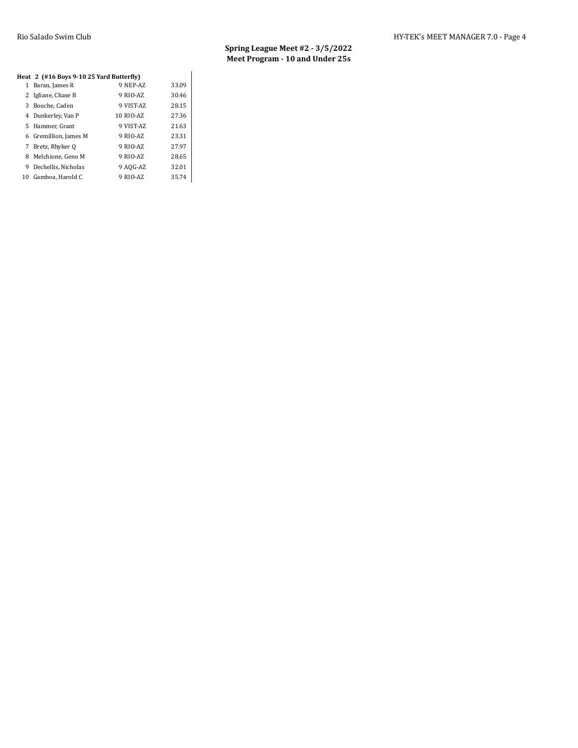**Heat 2 (#16 Boys 9-10 25 Yard Butterfly)**

| | | | | |
|---|---|---|---|---|
| 1 | Baran, James R | 9 | NEP-AZ | 33.09 |
| 2 | Igliane, Chase B | 9 | RIO-AZ | 30.46 |
| 3 | Bouche, Caden | 9 | VIST-AZ | 28.15 |
| 4 | Dunkerley, Van P | 10 | RIO-AZ | 27.36 |
| 5 | Hammer, Grant | 9 | VIST-AZ | 21.63 |
| 6 | Gremillion, James M | 9 | RIO-AZ | 23.31 |
| 7 | Bretz, Rhyker Q | 9 | RIO-AZ | 27.97 |
| 8 | Melchione, Geno M | 9 | RIO-AZ | 28.65 |
| 9 | Dechellis, Nicholas | 9 | AQG-AZ | 32.01 |
| 10 | Gamboa, Harold C | 9 | RIO-AZ | 35.74 |